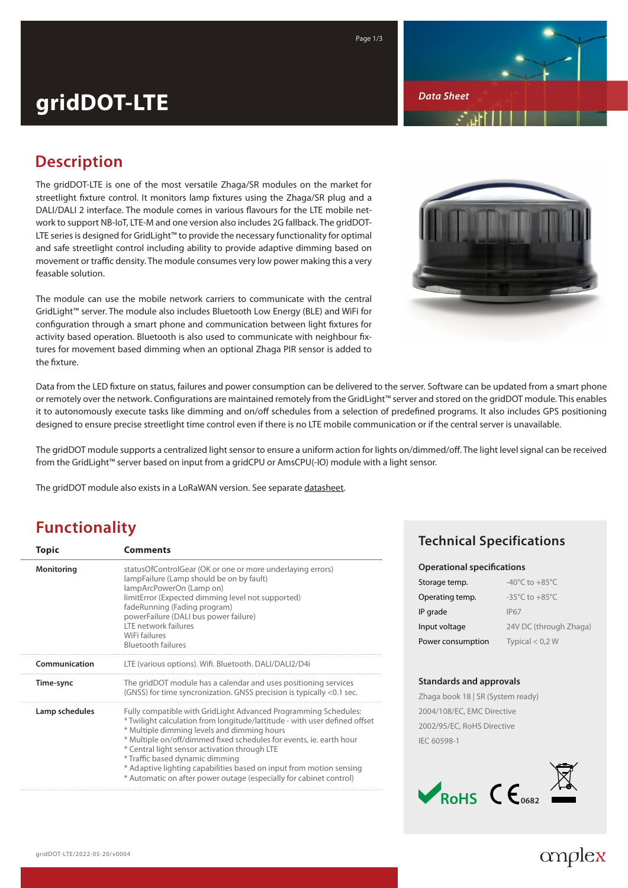# gridDOT-LTE

*Data Sheet*

## Description

The gridDOT-LTE is one of the most versatile Zhaga/SR modules on the market for streetlight fixture control. It monitors lamp fixtures using the Zhaga/SR plug and a DALI/DALI 2 interface. The module comes in various flavours for the LTE mobile network to support NB-IoT, LTE-M and one version also includes 2G fallback. The gridDOT-LTE series is designed for GridLight™ to provide the necessary functionality for optimal and safe streetlight control including ability to provide adaptive dimming based on movement or traffic density. The module consumes very low power making this a very feasable solution.

The module can use the mobile network carriers to communicate with the central GridLight™ server. The module also includes Bluetooth Low Energy (BLE) and WiFi for configuration through a smart phone and communication between light fixtures for activity based operation. Bluetooth is also used to communicate with neighbour fixtures for movement based dimming when an optional Zhaga PIR sensor is added to the fixture.

Data from the LED fixture on status, failures and power consumption can be delivered to the server. Software can be updated from a smart phone or remotely over the network. Configurations are maintained remotely from the GridLight™ server and stored on the gridDOT module. This enables it to autonomously execute tasks like dimming and on/off schedules from a selection of predefined programs. It also includes GPS positioning designed to ensure precise streetlight time control even if there is no LTE mobile communication or if the central server is unavailable.

The gridDOT module supports a centralized light sensor to ensure a uniform action for lights on/dimmed/off. The light level signal can be received from the GridLight™ server based on input from a gridCPU or AmsCPU(-IO) module with a light sensor.

The gridDOT module also exists in a LoRaWAN version. See separate datasheet.

## Functionality

| Topic | Comments |
|---|---|
| **Monitoring** | statusOfControlGear (OK or one or more underlaying errors)<br>lampFailure (Lamp should be on by fault)<br>lampArcPowerOn (Lamp on)<br>limitError (Expected dimming level not supported)<br>fadeRunning (Fading program)<br>powerFailure (DALI bus power failure)<br>LTE network failures<br>WiFi failures<br>Bluetooth failures |
| **Communication** | LTE (various options). Wifi. Bluetooth. DALI/DALI2/D4i |
| **Time-sync** | The gridDOT module has a calendar and uses positioning services (GNSS) for time syncronization. GNSS precision is typically <0.1 sec. |
| **Lamp schedules** | Fully compatible with GridLight Advanced Programming Schedules:<br>* Twilight calculation from longitude/lattitude - with user defined offset<br>* Multiple dimming levels and dimming hours<br>* Multiple on/off/dimmed fixed schedules for events, ie. earth hour<br>* Central light sensor activation through LTE<br>* Traffic based dynamic dimming<br>* Adaptive lighting capabilities based on input from motion sensing<br>* Automatic on after power outage (especially for cabinet control) |

## Technical Specifications

### Operational specifications

| | |
|---|---|
| Storage temp. | -40°C to +85°C |
| Operating temp. | -35°C to +85°C |
| IP grade | IP67 |
| Input voltage | 24V DC (through Zhaga) |
| Power consumption | Typical < 0,2 W |

### Standards and approvals

Zhaga book 18 | SR (System ready)
2004/108/EC, EMC Directive
2002/95/EC, RoHS Directive
IEC 60598-1

RoHS CE 0682

gridDOT-LTE/2022-05-20/v0004

amplex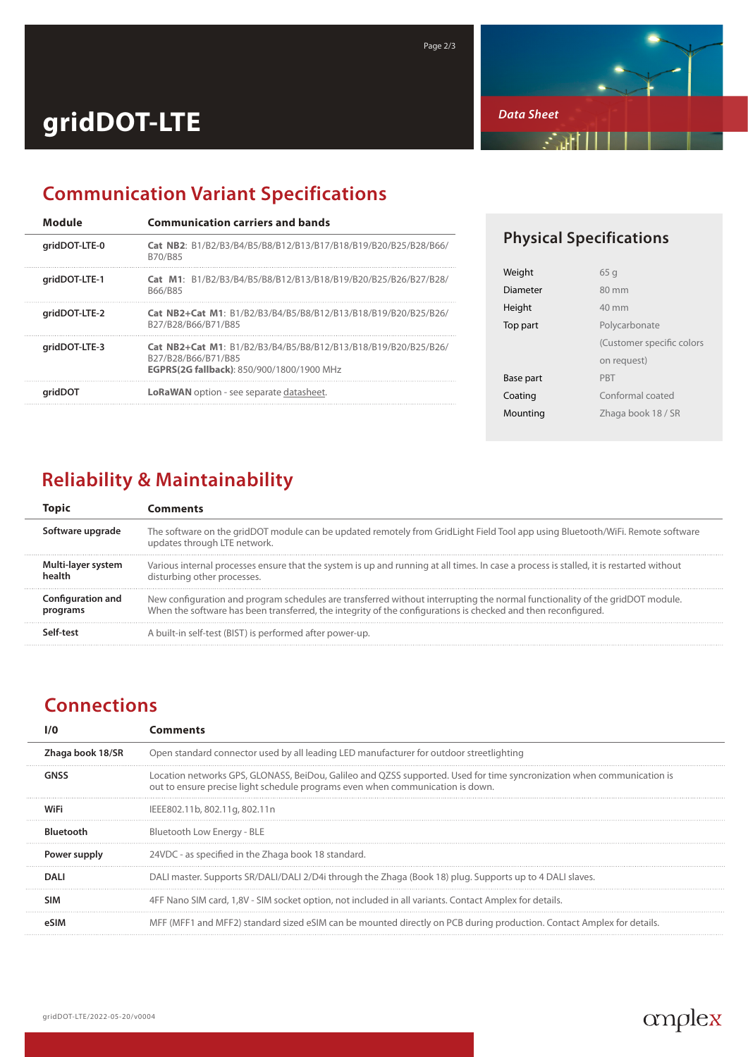# gridDOT-LTE

*Data Sheet*

## Communication Variant Specifications

| Module | Communication carriers and bands |
|---|---|
| gridDOT-LTE-0 | **Cat NB2**: B1/B2/B3/B4/B5/B8/B12/B13/B17/B18/B19/B20/B25/B28/B66/B70/B85 |
| gridDOT-LTE-1 | **Cat M1**: B1/B2/B3/B4/B5/B8/B12/B13/B18/B19/B20/B25/B26/B27/B28/B66/B85 |
| gridDOT-LTE-2 | **Cat NB2+Cat M1**: B1/B2/B3/B4/B5/B8/B12/B13/B18/B19/B20/B25/B26/B27/B28/B66/B71/B85 |
| gridDOT-LTE-3 | **Cat NB2+Cat M1**: B1/B2/B3/B4/B5/B8/B12/B13/B18/B19/B20/B25/B26/B27/B28/B66/B71/B85<br>**EGPRS(2G fallback)**: 850/900/1800/1900 MHz |
| gridDOT | **LoRaWAN** option - see separate datasheet. |

## Physical Specifications

| | |
|---|---|
| Weight | 65 g |
| Diameter | 80 mm |
| Height | 40 mm |
| Top part | Polycarbonate (Customer specific colors on request) |
| Base part | PBT |
| Coating | Conformal coated |
| Mounting | Zhaga book 18 / SR |

## Reliability & Maintainability

| Topic | Comments |
|---|---|
| Software upgrade | The software on the gridDOT module can be updated remotely from GridLight Field Tool app using Bluetooth/WiFi. Remote software updates through LTE network. |
| Multi-layer system health | Various internal processes ensure that the system is up and running at all times. In case a process is stalled, it is restarted without disturbing other processes. |
| Configuration and programs | New configuration and program schedules are transferred without interrupting the normal functionality of the gridDOT module. When the software has been transferred, the integrity of the configurations is checked and then reconfigured. |
| Self-test | A built-in self-test (BIST) is performed after power-up. |

## Connections

| I/0 | Comments |
|---|---|
| Zhaga book 18/SR | Open standard connector used by all leading LED manufacturer for outdoor streetlighting |
| GNSS | Location networks GPS, GLONASS, BeiDou, Galileo and QZSS supported. Used for time syncronization when communication is out to ensure precise light schedule programs even when communication is down. |
| WiFi | IEEE802.11b, 802.11g, 802.11n |
| Bluetooth | Bluetooth Low Energy - BLE |
| Power supply | 24VDC - as specified in the Zhaga book 18 standard. |
| DALI | DALI master. Supports SR/DALI/DALI 2/D4i through the Zhaga (Book 18) plug. Supports up to 4 DALI slaves. |
| SIM | 4FF Nano SIM card, 1,8V - SIM socket option, not included in all variants. Contact Amplex for details. |
| eSIM | MFF (MFF1 and MFF2) standard sized eSIM can be mounted directly on PCB during production. Contact Amplex for details. |

gridDOT-LTE/2022-05-20/v0004

amplex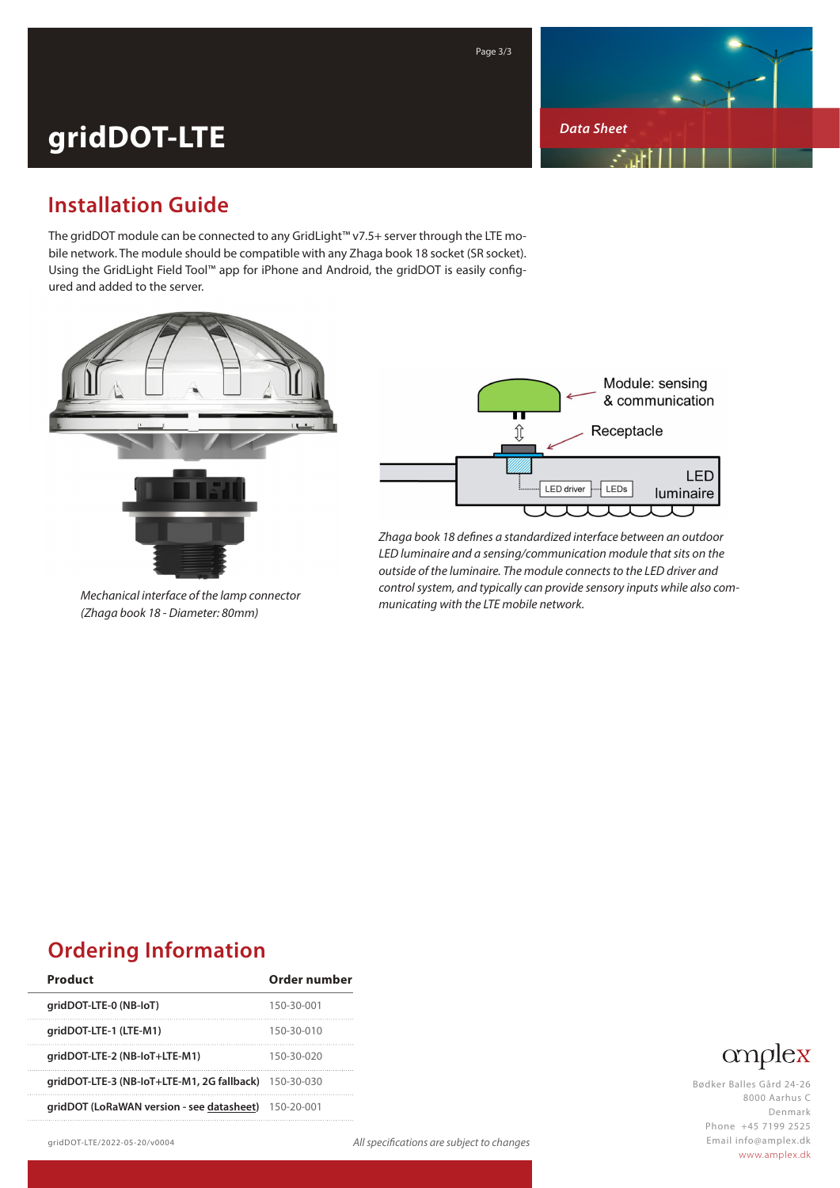# gridDOT-LTE

## Installation Guide

The gridDOT module can be connected to any GridLight™ v7.5+ server through the LTE mobile network. The module should be compatible with any Zhaga book 18 socket (SR socket). Using the GridLight Field Tool™ app for iPhone and Android, the gridDOT is easily configured and added to the server.

*Mechanical interface of the lamp connector (Zhaga book 18 - Diameter: 80mm)*

Module: sensing & communication

Receptacle

LED driver

LEDs

LED luminaire

*Zhaga book 18 defines a standardized interface between an outdoor LED luminaire and a sensing/communication module that sits on the outside of the luminaire. The module connects to the LED driver and control system, and typically can provide sensory inputs while also communicating with the LTE mobile network.*

## Ordering Information

| Product | Order number |
|---|---|
| **gridDOT-LTE-0 (NB-IoT)** | 150-30-001 |
| **gridDOT-LTE-1 (LTE-M1)** | 150-30-010 |
| **gridDOT-LTE-2 (NB-IoT+LTE-M1)** | 150-30-020 |
| **gridDOT-LTE-3 (NB-IoT+LTE-M1, 2G fallback)** | 150-30-030 |
| **gridDOT (LoRaWAN version - see datasheet)** | 150-20-001 |

gridDOT-LTE/2022-05-20/v0004

*All specifications are subject to changes*

amplex

Bødker Balles Gård 24-26
8000 Aarhus C
Denmark
Phone +45 7199 2525
Email info@amplex.dk
www.amplex.dk